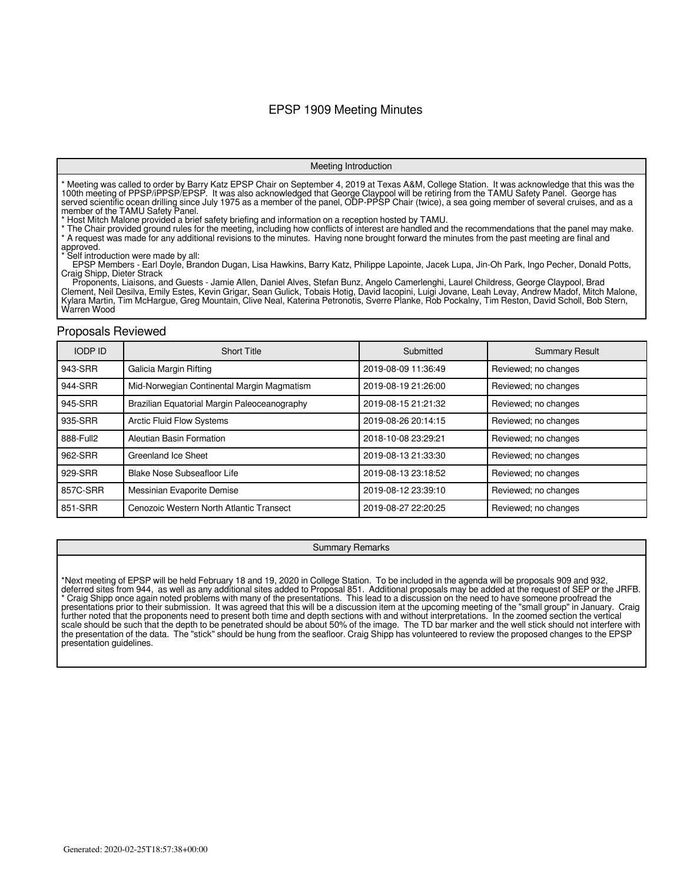# EPSP 1909 Meeting Minutes

## Meeting Introduction

* Meeting was called to order by Barry Katz EPSP Chair on September 4, 2019 at Texas A&M, College Station. It was acknowledge that this was the 100th meeting of PPSP/iPPSP/EPSP. It was also acknowledged that George Claypool will be retiring from the TAMU Safety Panel. George has served scientific ocean drilling since July 1975 as a member of the panel, ODP-PPSP Chair (twice), a sea going member of several cruises, and as a member of the TAMU Safety Panel.
* Host Mitch Malone provided a brief safety briefing and information on a reception hosted by TAMU.
* The Chair provided ground rules for the meeting, including how conflicts of interest are handled and the recommendations that the panel may make.
* A request was made for any additional revisions to the minutes. Having none brought forward the minutes from the past meeting are final and approved.
* Self introduction were made by all:
  EPSP Members - Earl Doyle, Brandon Dugan, Lisa Hawkins, Barry Katz, Philippe Lapointe, Jacek Lupa, Jin-Oh Park, Ingo Pecher, Donald Potts, Craig Shipp, Dieter Strack
  Proponents, Liaisons, and Guests - Jamie Allen, Daniel Alves, Stefan Bunz, Angelo Camerlenghi, Laurel Childress, George Claypool, Brad Clement, Neil Desilva, Emily Estes, Kevin Grigar, Sean Gulick, Tobais Hotig, David Iacopini, Luigi Jovane, Leah Levay, Andrew Madof, Mitch Malone, Kylara Martin, Tim McHargue, Greg Mountain, Clive Neal, Katerina Petronotis, Sverre Planke, Rob Pockalny, Tim Reston, David Scholl, Bob Stern, Warren Wood

## Proposals Reviewed

| IODP ID | Short Title | Submitted | Summary Result |
|---|---|---|---|
| 943-SRR | Galicia Margin Rifting | 2019-08-09 11:36:49 | Reviewed; no changes |
| 944-SRR | Mid-Norwegian Continental Margin Magmatism | 2019-08-19 21:26:00 | Reviewed; no changes |
| 945-SRR | Brazilian Equatorial Margin Paleoceanography | 2019-08-15 21:21:32 | Reviewed; no changes |
| 935-SRR | Arctic Fluid Flow Systems | 2019-08-26 20:14:15 | Reviewed; no changes |
| 888-Full2 | Aleutian Basin Formation | 2018-10-08 23:29:21 | Reviewed; no changes |
| 962-SRR | Greenland Ice Sheet | 2019-08-13 21:33:30 | Reviewed; no changes |
| 929-SRR | Blake Nose Subseafloor Life | 2019-08-13 23:18:52 | Reviewed; no changes |
| 857C-SRR | Messinian Evaporite Demise | 2019-08-12 23:39:10 | Reviewed; no changes |
| 851-SRR | Cenozoic Western North Atlantic Transect | 2019-08-27 22:20:25 | Reviewed; no changes |

## Summary Remarks

*Next meeting of EPSP will be held February 18 and 19, 2020 in College Station. To be included in the agenda will be proposals 909 and 932, deferred sites from 944, as well as any additional sites added to Proposal 851. Additional proposals may be added at the request of SEP or the JRFB.
* Craig Shipp once again noted problems with many of the presentations. This lead to a discussion on the need to have someone proofread the presentations prior to their submission. It was agreed that this will be a discussion item at the upcoming meeting of the "small group" in January. Craig further noted that the proponents need to present both time and depth sections with and without interpretations. In the zoomed section the vertical scale should be such that the depth to be penetrated should be about 50% of the image. The TD bar marker and the well stick should not interfere with the presentation of the data. The "stick" should be hung from the seafloor. Craig Shipp has volunteered to review the proposed changes to the EPSP presentation guidelines.

Generated: 2020-02-25T18:57:38+00:00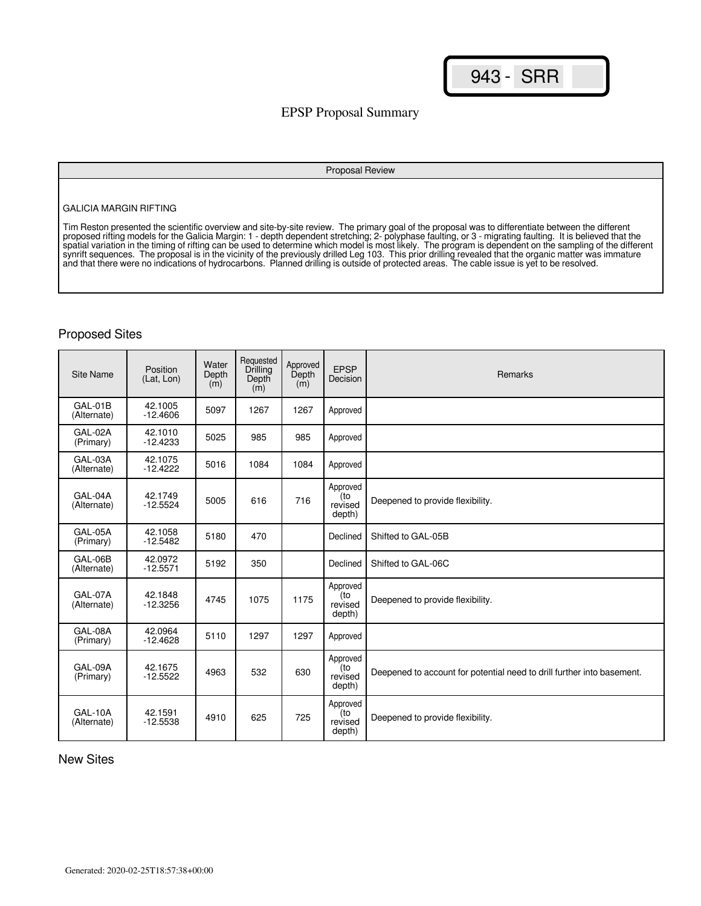943 - SRR

# EPSP Proposal Summary

| Proposal Review |
| --- |
| GALICIA MARGIN RIFTING<br><br>Tim Reston presented the scientific overview and site-by-site review. The primary goal of the proposal was to differentiate between the different proposed rifting models for the Galicia Margin: 1 - depth dependent stretching; 2- polyphase faulting, or 3 - migrating faulting. It is believed that the spatial variation in the timing of rifting can be used to determine which model is most likely. The program is dependent on the sampling of the different synrift sequences. The proposal is in the vicinity of the previously drilled Leg 103. This prior drilling revealed that the organic matter was immature and that there were no indications of hydrocarbons. Planned drilling is outside of protected areas. The cable issue is yet to be resolved. |

## Proposed Sites

| Site Name | Position (Lat, Lon) | Water Depth (m) | Requested Drilling Depth (m) | Approved Depth (m) | EPSP Decision | Remarks |
| --- | --- | --- | --- | --- | --- | --- |
| GAL-01B (Alternate) | 42.1005 -12.4606 | 5097 | 1267 | 1267 | Approved | |
| GAL-02A (Primary) | 42.1010 -12.4233 | 5025 | 985 | 985 | Approved | |
| GAL-03A (Alternate) | 42.1075 -12.4222 | 5016 | 1084 | 1084 | Approved | |
| GAL-04A (Alternate) | 42.1749 -12.5524 | 5005 | 616 | 716 | Approved (to revised depth) | Deepened to provide flexibility. |
| GAL-05A (Primary) | 42.1058 -12.5482 | 5180 | 470 | | Declined | Shifted to GAL-05B |
| GAL-06B (Alternate) | 42.0972 -12.5571 | 5192 | 350 | | Declined | Shifted to GAL-06C |
| GAL-07A (Alternate) | 42.1848 -12.3256 | 4745 | 1075 | 1175 | Approved (to revised depth) | Deepened to provide flexibility. |
| GAL-08A (Primary) | 42.0964 -12.4628 | 5110 | 1297 | 1297 | Approved | |
| GAL-09A (Primary) | 42.1675 -12.5522 | 4963 | 532 | 630 | Approved (to revised depth) | Deepened to account for potential need to drill further into basement. |
| GAL-10A (Alternate) | 42.1591 -12.5538 | 4910 | 625 | 725 | Approved (to revised depth) | Deepened to provide flexibility. |

## New Sites

Generated: 2020-02-25T18:57:38+00:00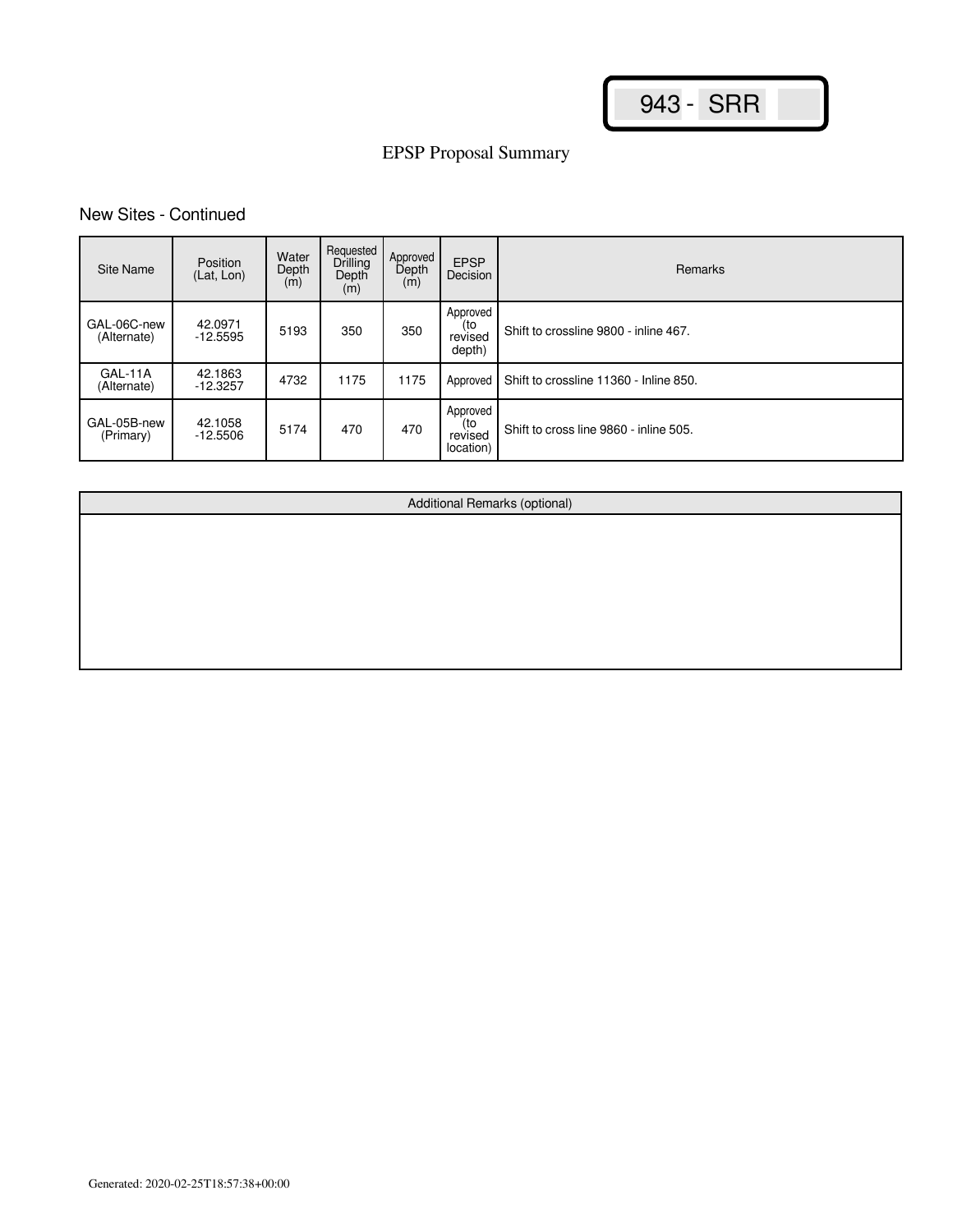943 - SRR

# EPSP Proposal Summary

## New Sites - Continued

| Site Name | Position (Lat, Lon) | Water Depth (m) | Requested Drilling Depth (m) | Approved Depth (m) | EPSP Decision | Remarks |
|---|---|---|---|---|---|---|
| GAL-06C-new (Alternate) | 42.0971 -12.5595 | 5193 | 350 | 350 | Approved (to revised depth) | Shift to crossline 9800 - inline 467. |
| GAL-11A (Alternate) | 42.1863 -12.3257 | 4732 | 1175 | 1175 | Approved | Shift to crossline 11360 - Inline 850. |
| GAL-05B-new (Primary) | 42.1058 -12.5506 | 5174 | 470 | 470 | Approved (to revised location) | Shift to cross line 9860 - inline 505. |

| Additional Remarks (optional) |
|---|
| |

Generated: 2020-02-25T18:57:38+00:00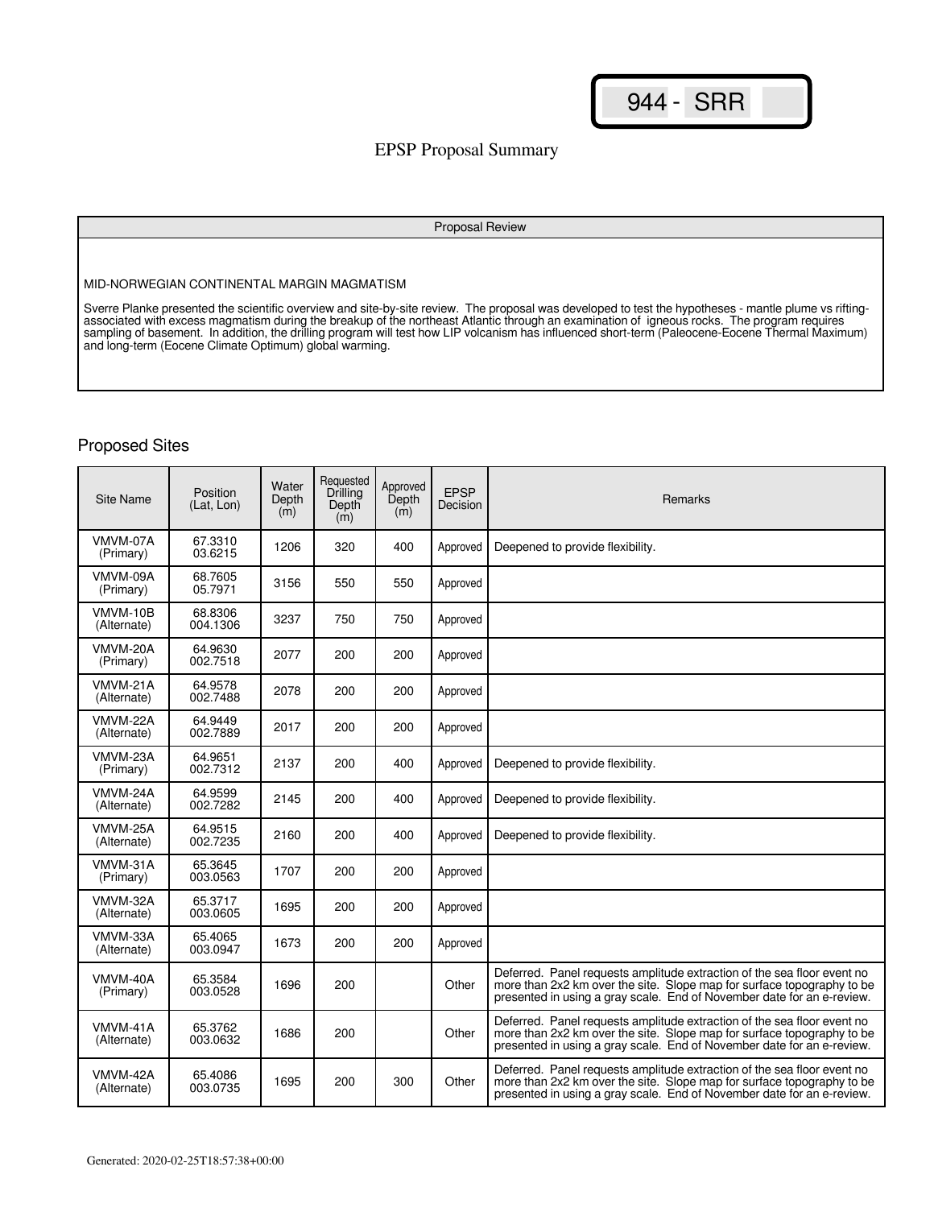944 - SRR

# EPSP Proposal Summary

## Proposal Review

MID-NORWEGIAN CONTINENTAL MARGIN MAGMATISM

Sverre Planke presented the scientific overview and site-by-site review. The proposal was developed to test the hypotheses - mantle plume vs rifting-associated with excess magmatism during the breakup of the northeast Atlantic through an examination of igneous rocks. The program requires sampling of basement. In addition, the drilling program will test how LIP volcanism has influenced short-term (Paleocene-Eocene Thermal Maximum) and long-term (Eocene Climate Optimum) global warming.

## Proposed Sites

| Site Name | Position (Lat, Lon) | Water Depth (m) | Requested Drilling Depth (m) | Approved Depth (m) | EPSP Decision | Remarks |
|---|---|---|---|---|---|---|
| VMVM-07A (Primary) | 67.3310 03.6215 | 1206 | 320 | 400 | Approved | Deepened to provide flexibility. |
| VMVM-09A (Primary) | 68.7605 05.7971 | 3156 | 550 | 550 | Approved | |
| VMVM-10B (Alternate) | 68.8306 004.1306 | 3237 | 750 | 750 | Approved | |
| VMVM-20A (Primary) | 64.9630 002.7518 | 2077 | 200 | 200 | Approved | |
| VMVM-21A (Alternate) | 64.9578 002.7488 | 2078 | 200 | 200 | Approved | |
| VMVM-22A (Alternate) | 64.9449 002.7889 | 2017 | 200 | 200 | Approved | |
| VMVM-23A (Primary) | 64.9651 002.7312 | 2137 | 200 | 400 | Approved | Deepened to provide flexibility. |
| VMVM-24A (Alternate) | 64.9599 002.7282 | 2145 | 200 | 400 | Approved | Deepened to provide flexibility. |
| VMVM-25A (Alternate) | 64.9515 002.7235 | 2160 | 200 | 400 | Approved | Deepened to provide flexibility. |
| VMVM-31A (Primary) | 65.3645 003.0563 | 1707 | 200 | 200 | Approved | |
| VMVM-32A (Alternate) | 65.3717 003.0605 | 1695 | 200 | 200 | Approved | |
| VMVM-33A (Alternate) | 65.4065 003.0947 | 1673 | 200 | 200 | Approved | |
| VMVM-40A (Primary) | 65.3584 003.0528 | 1696 | 200 | | Other | Deferred. Panel requests amplitude extraction of the sea floor event no more than 2x2 km over the site. Slope map for surface topography to be presented in using a gray scale. End of November date for an e-review. |
| VMVM-41A (Alternate) | 65.3762 003.0632 | 1686 | 200 | | Other | Deferred. Panel requests amplitude extraction of the sea floor event no more than 2x2 km over the site. Slope map for surface topography to be presented in using a gray scale. End of November date for an e-review. |
| VMVM-42A (Alternate) | 65.4086 003.0735 | 1695 | 200 | 300 | Other | Deferred. Panel requests amplitude extraction of the sea floor event no more than 2x2 km over the site. Slope map for surface topography to be presented in using a gray scale. End of November date for an e-review. |

Generated: 2020-02-25T18:57:38+00:00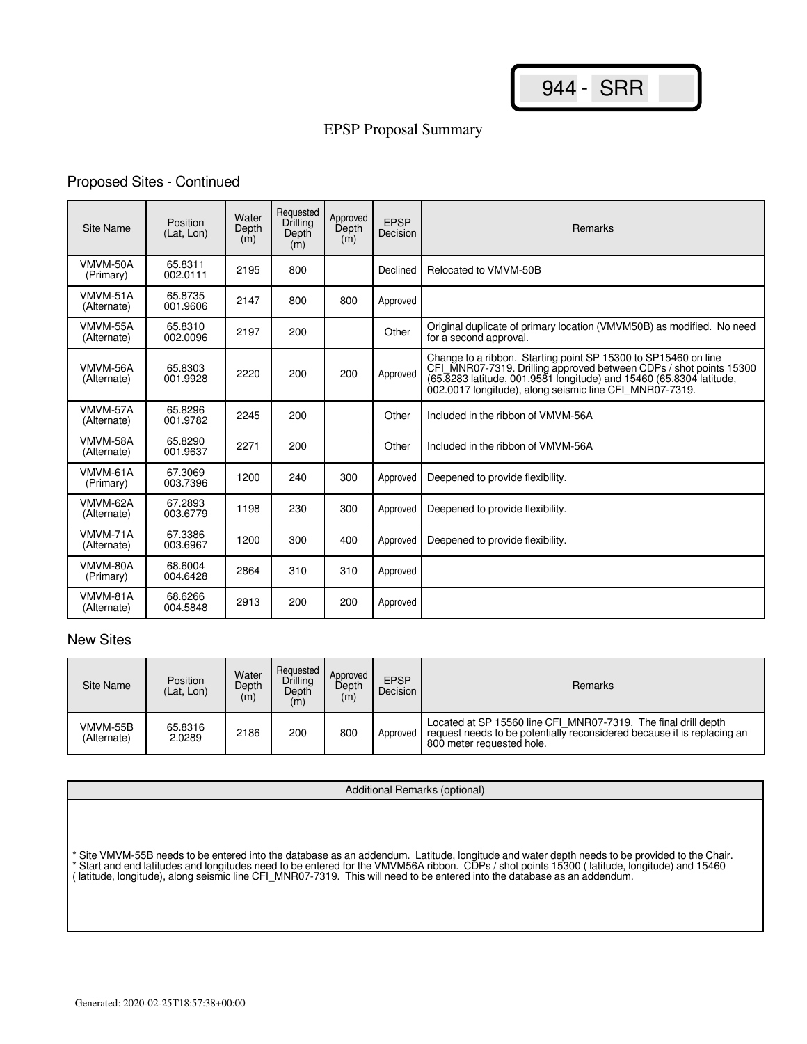944 - SRR

# EPSP Proposal Summary

## Proposed Sites - Continued

| Site Name | Position (Lat, Lon) | Water Depth (m) | Requested Drilling Depth (m) | Approved Depth (m) | EPSP Decision | Remarks |
|---|---|---|---|---|---|---|
| VMVM-50A (Primary) | 65.8311 002.0111 | 2195 | 800 | | Declined | Relocated to VMVM-50B |
| VMVM-51A (Alternate) | 65.8735 001.9606 | 2147 | 800 | 800 | Approved | |
| VMVM-55A (Alternate) | 65.8310 002.0096 | 2197 | 200 | | Other | Original duplicate of primary location (VMVM50B) as modified. No need for a second approval. |
| VMVM-56A (Alternate) | 65.8303 001.9928 | 2220 | 200 | 200 | Approved | Change to a ribbon. Starting point SP 15300 to SP15460 on line CFI_MNR07-7319. Drilling approved between CDPs / shot points 15300 (65.8283 latitude, 001.9581 longitude) and 15460 (65.8304 latitude, 002.0017 longitude), along seismic line CFI_MNR07-7319. |
| VMVM-57A (Alternate) | 65.8296 001.9782 | 2245 | 200 | | Other | Included in the ribbon of VMVM-56A |
| VMVM-58A (Alternate) | 65.8290 001.9637 | 2271 | 200 | | Other | Included in the ribbon of VMVM-56A |
| VMVM-61A (Primary) | 67.3069 003.7396 | 1200 | 240 | 300 | Approved | Deepened to provide flexibility. |
| VMVM-62A (Alternate) | 67.2893 003.6779 | 1198 | 230 | 300 | Approved | Deepened to provide flexibility. |
| VMVM-71A (Alternate) | 67.3386 003.6967 | 1200 | 300 | 400 | Approved | Deepened to provide flexibility. |
| VMVM-80A (Primary) | 68.6004 004.6428 | 2864 | 310 | 310 | Approved | |
| VMVM-81A (Alternate) | 68.6266 004.5848 | 2913 | 200 | 200 | Approved | |

## New Sites

| Site Name | Position (Lat, Lon) | Water Depth (m) | Requested Drilling Depth (m) | Approved Depth (m) | EPSP Decision | Remarks |
|---|---|---|---|---|---|---|
| VMVM-55B (Alternate) | 65.8316 2.0289 | 2186 | 200 | 800 | Approved | Located at SP 15560 line CFI_MNR07-7319. The final drill depth request needs to be potentially reconsidered because it is replacing an 800 meter requested hole. |

| Additional Remarks (optional) |
|---|
| * Site VMVM-55B needs to be entered into the database as an addendum. Latitude, longitude and water depth needs to be provided to the Chair. * Start and end latitudes and longitudes need to be entered for the VMVM56A ribbon. CDPs / shot points 15300 ( latitude, longitude) and 15460 ( latitude, longitude), along seismic line CFI_MNR07-7319. This will need to be entered into the database as an addendum. |

Generated: 2020-02-25T18:57:38+00:00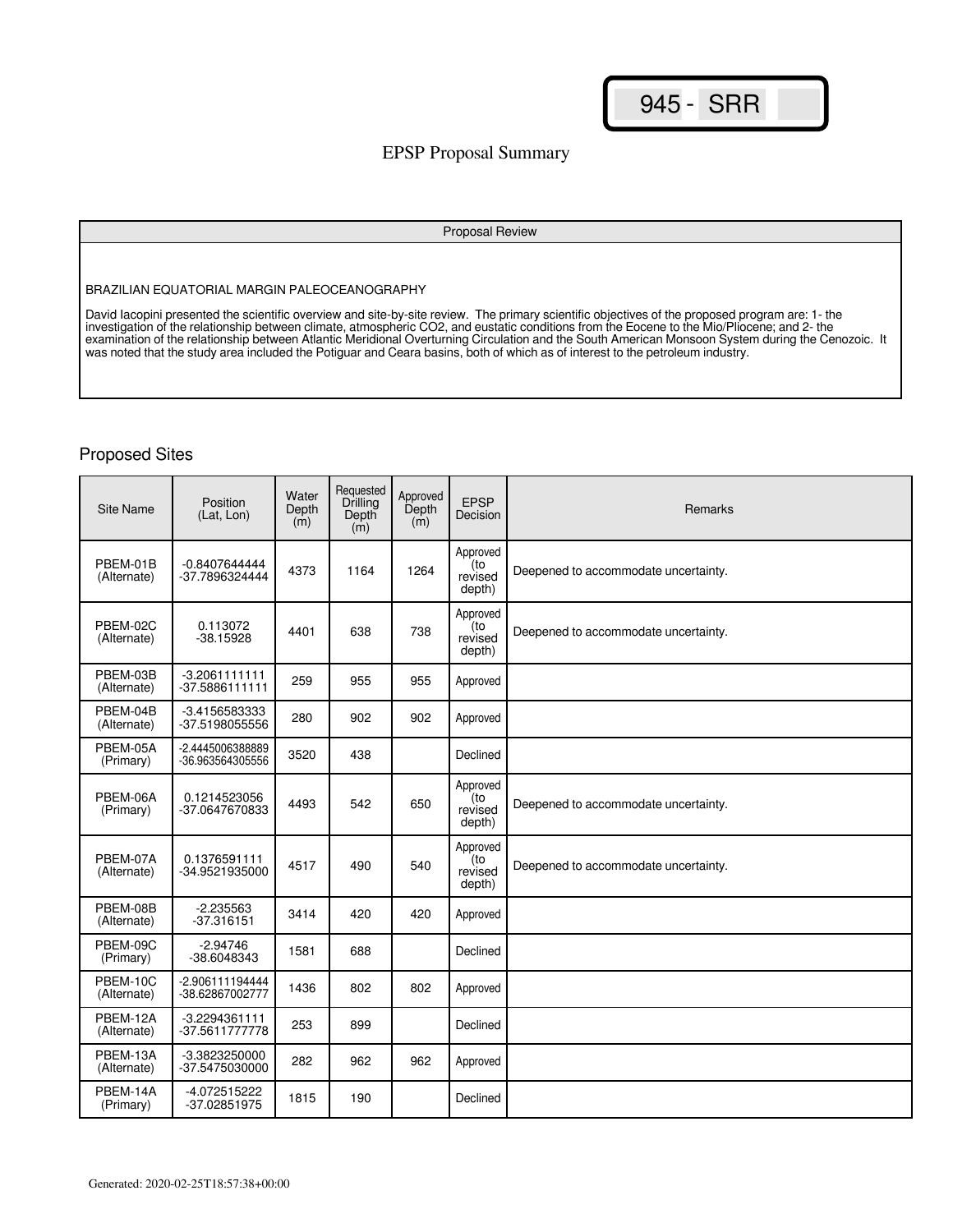945 - SRR

# EPSP Proposal Summary

| Proposal Review |
|---|
| BRAZILIAN EQUATORIAL MARGIN PALEOCEANOGRAPHY<br><br>David Iacopini presented the scientific overview and site-by-site review. The primary scientific objectives of the proposed program are: 1- the investigation of the relationship between climate, atmospheric $CO_2$, and eustatic conditions from the Eocene to the Mio/Pliocene; and 2- the examination of the relationship between Atlantic Meridional Overturning Circulation and the South American Monsoon System during the Cenozoic. It was noted that the study area included the Potiguar and Ceara basins, both of which as of interest to the petroleum industry. |

## Proposed Sites

| Site Name | Position (Lat, Lon) | Water Depth (m) | Requested Drilling Depth (m) | Approved Depth (m) | EPSP Decision | Remarks |
|---|---|---|---|---|---|---|
| PBEM-01B (Alternate) | -0.8407644444 -37.7896324444 | 4373 | 1164 | 1264 | Approved (to revised depth) | Deepened to accommodate uncertainty. |
| PBEM-02C (Alternate) | 0.113072 -38.15928 | 4401 | 638 | 738 | Approved (to revised depth) | Deepened to accommodate uncertainty. |
| PBEM-03B (Alternate) | -3.2061111111 -37.5886111111 | 259 | 955 | 955 | Approved | |
| PBEM-04B (Alternate) | -3.4156583333 -37.5198055556 | 280 | 902 | 902 | Approved | |
| PBEM-05A (Primary) | -2.4445006388889 -36.963564305556 | 3520 | 438 | | Declined | |
| PBEM-06A (Primary) | 0.1214523056 -37.0647670833 | 4493 | 542 | 650 | Approved (to revised depth) | Deepened to accommodate uncertainty. |
| PBEM-07A (Alternate) | 0.1376591111 -34.9521935000 | 4517 | 490 | 540 | Approved (to revised depth) | Deepened to accommodate uncertainty. |
| PBEM-08B (Alternate) | -2.235563 -37.316151 | 3414 | 420 | 420 | Approved | |
| PBEM-09C (Primary) | -2.94746 -38.6048343 | 1581 | 688 | | Declined | |
| PBEM-10C (Alternate) | -2.906111194444 -38.62867002777 | 1436 | 802 | 802 | Approved | |
| PBEM-12A (Alternate) | -3.2294361111 -37.5611777778 | 253 | 899 | | Declined | |
| PBEM-13A (Alternate) | -3.3823250000 -37.5475030000 | 282 | 962 | 962 | Approved | |
| PBEM-14A (Primary) | -4.072515222 -37.02851975 | 1815 | 190 | | Declined | |

Generated: 2020-02-25T18:57:38+00:00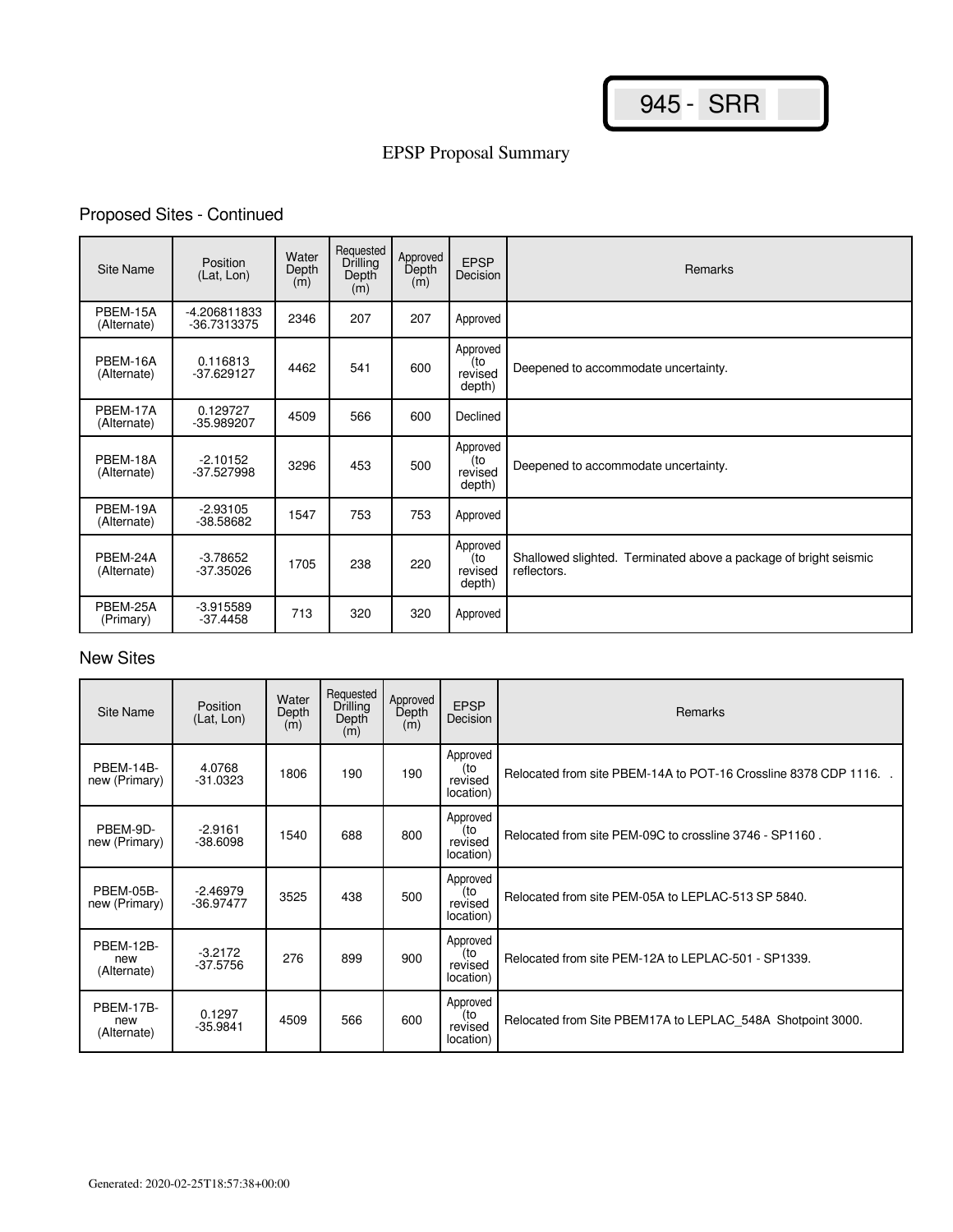945 - SRR

EPSP Proposal Summary

## Proposed Sites - Continued

| Site Name | Position (Lat, Lon) | Water Depth (m) | Requested Drilling Depth (m) | Approved Depth (m) | EPSP Decision | Remarks |
|---|---|---|---|---|---|---|
| PBEM-15A (Alternate) | -4.206811833 -36.7313375 | 2346 | 207 | 207 | Approved | |
| PBEM-16A (Alternate) | 0.116813 -37.629127 | 4462 | 541 | 600 | Approved (to revised depth) | Deepened to accommodate uncertainty. |
| PBEM-17A (Alternate) | 0.129727 -35.989207 | 4509 | 566 | 600 | Declined | |
| PBEM-18A (Alternate) | -2.10152 -37.527998 | 3296 | 453 | 500 | Approved (to revised depth) | Deepened to accommodate uncertainty. |
| PBEM-19A (Alternate) | -2.93105 -38.58682 | 1547 | 753 | 753 | Approved | |
| PBEM-24A (Alternate) | -3.78652 -37.35026 | 1705 | 238 | 220 | Approved (to revised depth) | Shallowed slighted. Terminated above a package of bright seismic reflectors. |
| PBEM-25A (Primary) | -3.915589 -37.4458 | 713 | 320 | 320 | Approved | |

## New Sites

| Site Name | Position (Lat, Lon) | Water Depth (m) | Requested Drilling Depth (m) | Approved Depth (m) | EPSP Decision | Remarks |
|---|---|---|---|---|---|---|
| PBEM-14B-new (Primary) | 4.0768 -31.0323 | 1806 | 190 | 190 | Approved (to revised location) | Relocated from site PBEM-14A to POT-16 Crossline 8378 CDP 1116. . |
| PBEM-9D-new (Primary) | -2.9161 -38.6098 | 1540 | 688 | 800 | Approved (to revised location) | Relocated from site PEM-09C to crossline 3746 - SP1160 . |
| PBEM-05B-new (Primary) | -2.46979 -36.97477 | 3525 | 438 | 500 | Approved (to revised location) | Relocated from site PEM-05A to LEPLAC-513 SP 5840. |
| PBEM-12B-new (Alternate) | -3.2172 -37.5756 | 276 | 899 | 900 | Approved (to revised location) | Relocated from site PEM-12A to LEPLAC-501 - SP1339. |
| PBEM-17B-new (Alternate) | 0.1297 -35.9841 | 4509 | 566 | 600 | Approved (to revised location) | Relocated from Site PBEM17A to LEPLAC_548A Shotpoint 3000. |

Generated: 2020-02-25T18:57:38+00:00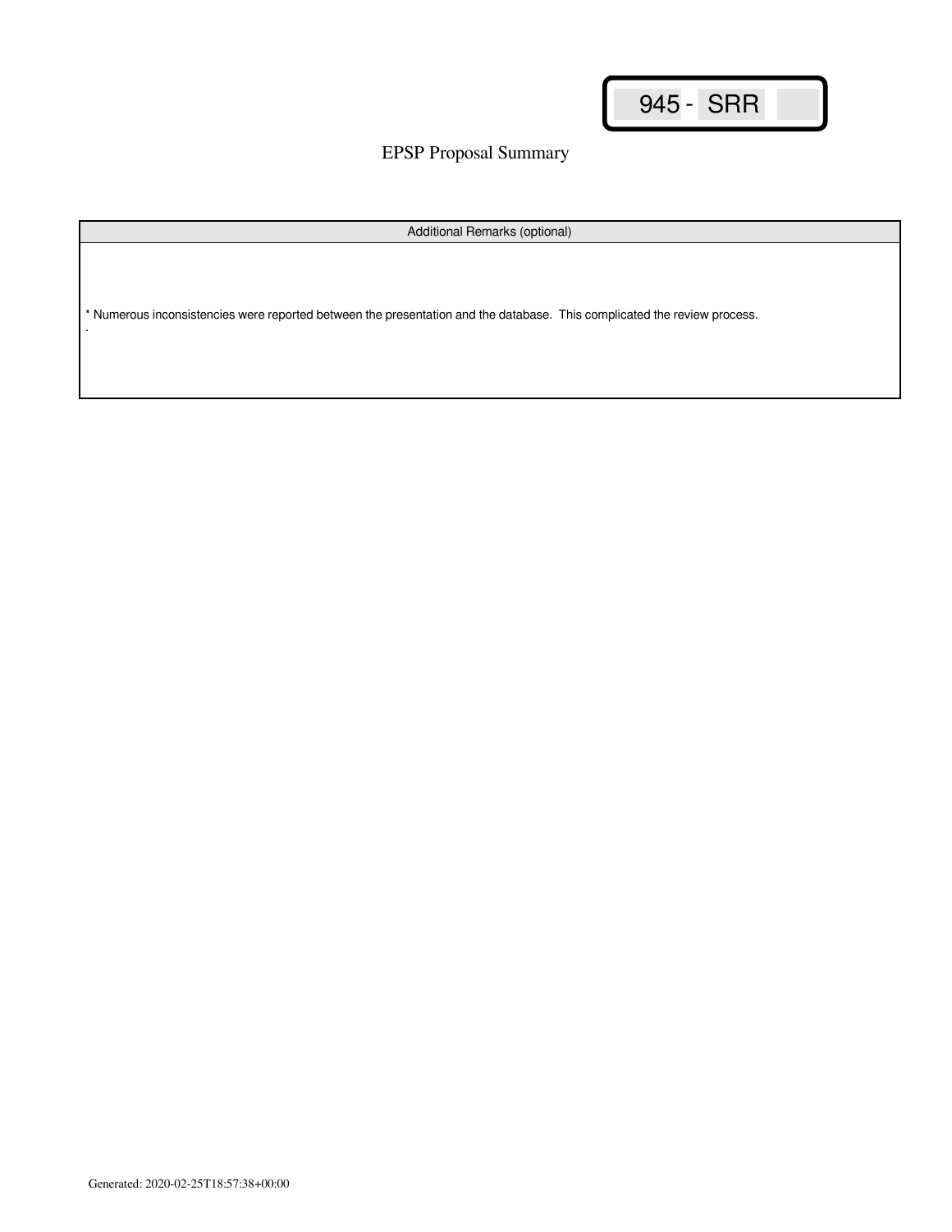945 - SRR

EPSP Proposal Summary

| Additional Remarks (optional) |
| --- |
| * Numerous inconsistencies were reported between the presentation and the database. This complicated the review process. |

Generated: 2020-02-25T18:57:38+00:00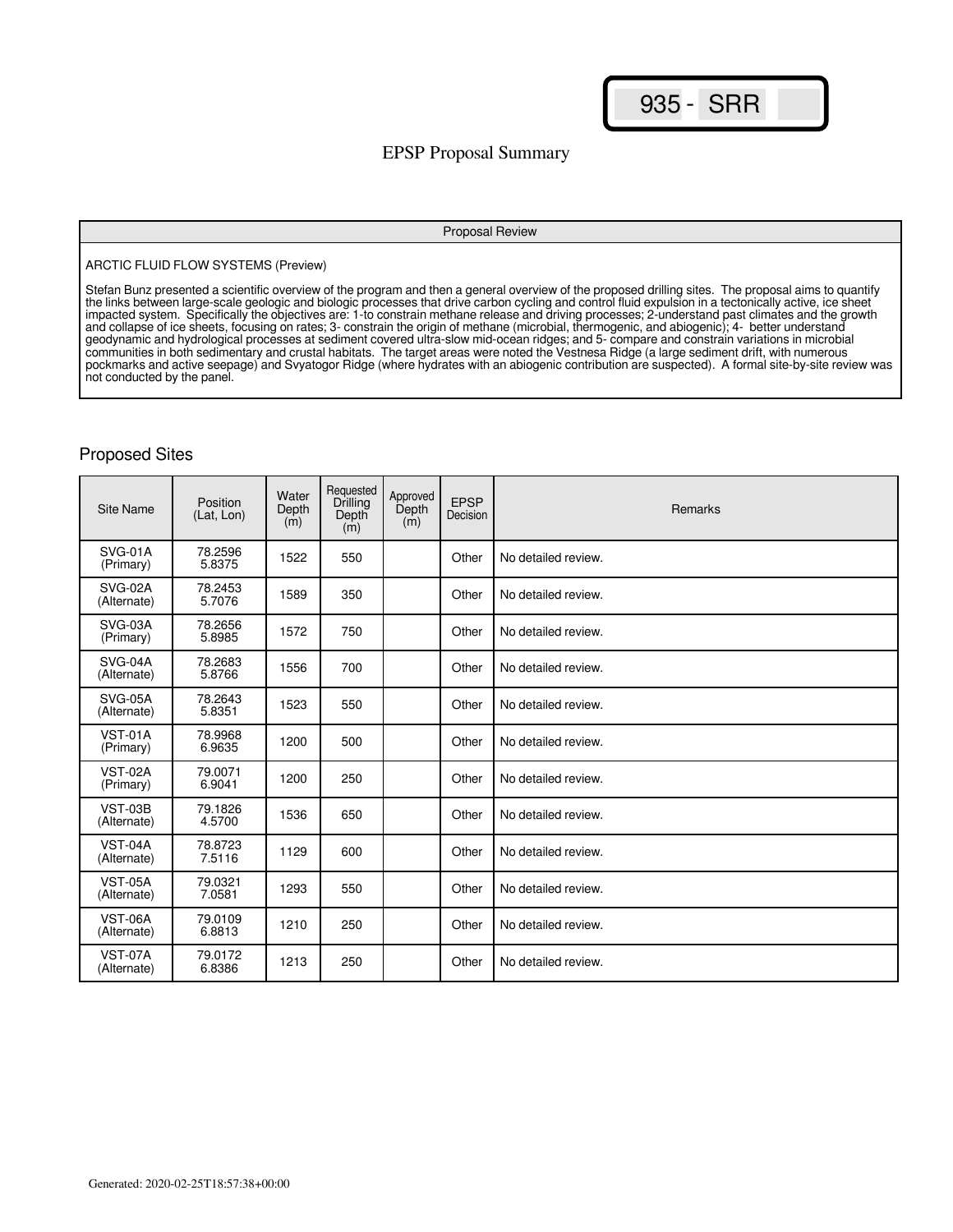935 - SRR

# EPSP Proposal Summary

| Proposal Review |
|---|
| ARCTIC FLUID FLOW SYSTEMS (Preview)<br><br>Stefan Bunz presented a scientific overview of the program and then a general overview of the proposed drilling sites. The proposal aims to quantify the links between large-scale geologic and biologic processes that drive carbon cycling and control fluid expulsion in a tectonically active, ice sheet impacted system. Specifically the objectives are: 1-to constrain methane release and driving processes; 2-understand past climates and the growth and collapse of ice sheets, focusing on rates; 3- constrain the origin of methane (microbial, thermogenic, and abiogenic); 4- better understand geodynamic and hydrological processes at sediment covered ultra-slow mid-ocean ridges; and 5- compare and constrain variations in microbial communities in both sedimentary and crustal habitats. The target areas were noted the Vestnesa Ridge (a large sediment drift, with numerous pockmarks and active seepage) and Svyatogor Ridge (where hydrates with an abiogenic contribution are suspected). A formal site-by-site review was not conducted by the panel. |

## Proposed Sites

| Site Name | Position (Lat, Lon) | Water Depth (m) | Requested Drilling Depth (m) | Approved Depth (m) | EPSP Decision | Remarks |
|---|---|---|---|---|---|---|
| SVG-01A (Primary) | 78.2596 5.8375 | 1522 | 550 | | Other | No detailed review. |
| SVG-02A (Alternate) | 78.2453 5.7076 | 1589 | 350 | | Other | No detailed review. |
| SVG-03A (Primary) | 78.2656 5.8985 | 1572 | 750 | | Other | No detailed review. |
| SVG-04A (Alternate) | 78.2683 5.8766 | 1556 | 700 | | Other | No detailed review. |
| SVG-05A (Alternate) | 78.2643 5.8351 | 1523 | 550 | | Other | No detailed review. |
| VST-01A (Primary) | 78.9968 6.9635 | 1200 | 500 | | Other | No detailed review. |
| VST-02A (Primary) | 79.0071 6.9041 | 1200 | 250 | | Other | No detailed review. |
| VST-03B (Alternate) | 79.1826 4.5700 | 1536 | 650 | | Other | No detailed review. |
| VST-04A (Alternate) | 78.8723 7.5116 | 1129 | 600 | | Other | No detailed review. |
| VST-05A (Alternate) | 79.0321 7.0581 | 1293 | 550 | | Other | No detailed review. |
| VST-06A (Alternate) | 79.0109 6.8813 | 1210 | 250 | | Other | No detailed review. |
| VST-07A (Alternate) | 79.0172 6.8386 | 1213 | 250 | | Other | No detailed review. |

Generated: 2020-02-25T18:57:38+00:00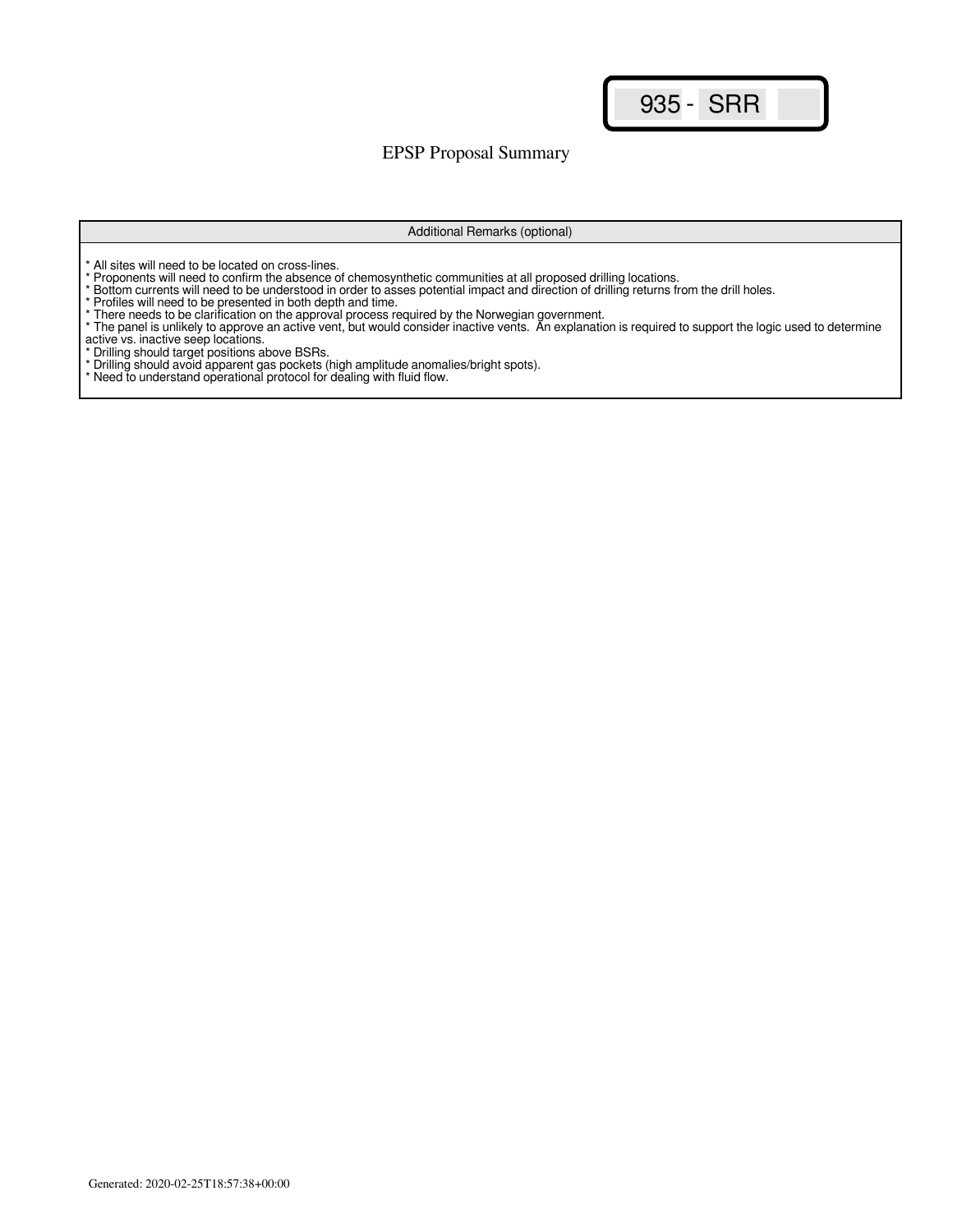935 - SRR

# EPSP Proposal Summary

| Additional Remarks (optional) |
| --- |
| * All sites will need to be located on cross-lines.<br>* Proponents will need to confirm the absence of chemosynthetic communities at all proposed drilling locations.<br>* Bottom currents will need to be understood in order to asses potential impact and direction of drilling returns from the drill holes.<br>* Profiles will need to be presented in both depth and time.<br>* There needs to be clarification on the approval process required by the Norwegian government.<br>* The panel is unlikely to approve an active vent, but would consider inactive vents.  An explanation is required to support the logic used to determine active vs. inactive seep locations.<br>* Drilling should target positions above BSRs.<br>* Drilling should avoid apparent gas pockets (high amplitude anomalies/bright spots).<br>* Need to understand operational protocol for dealing with fluid flow. |

Generated: 2020-02-25T18:57:38+00:00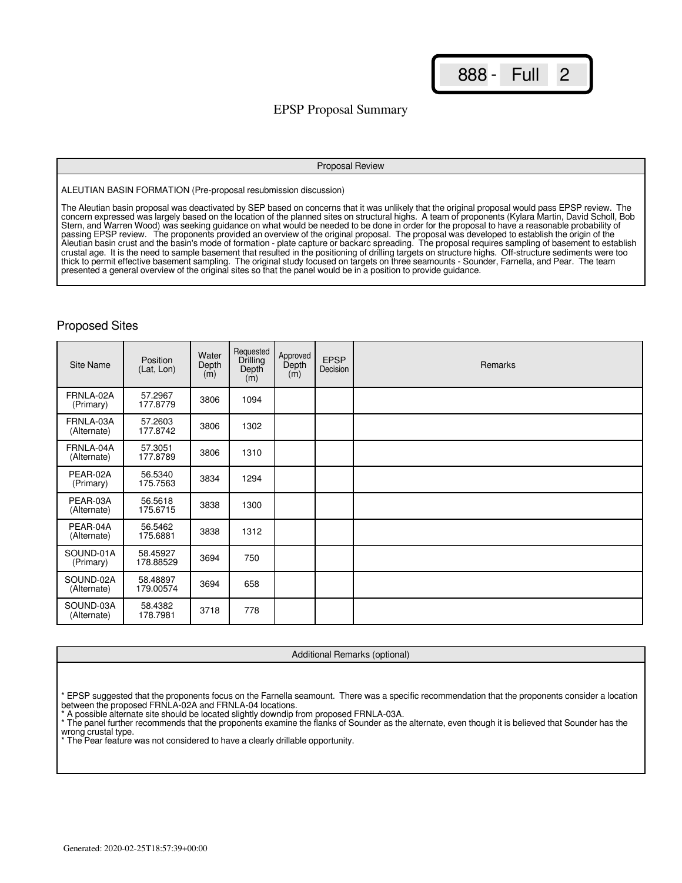888 - Full 2

# EPSP Proposal Summary

## Proposal Review

ALEUTIAN BASIN FORMATION (Pre-proposal resubmission discussion)

The Aleutian basin proposal was deactivated by SEP based on concerns that it was unlikely that the original proposal would pass EPSP review. The concern expressed was largely based on the location of the planned sites on structural highs. A team of proponents (Kylara Martin, David Scholl, Bob Stern, and Warren Wood) was seeking guidance on what would be needed to be done in order for the proposal to have a reasonable probability of passing EPSP review. The proponents provided an overview of the original proposal. The proposal was developed to establish the origin of the Aleutian basin crust and the basin's mode of formation - plate capture or backarc spreading. The proposal requires sampling of basement to establish crustal age. It is the need to sample basement that resulted in the positioning of drilling targets on structure highs. Off-structure sediments were too thick to permit effective basement sampling. The original study focused on targets on three seamounts - Sounder, Farnella, and Pear. The team presented a general overview of the original sites so that the panel would be in a position to provide guidance.

## Proposed Sites

| Site Name | Position (Lat, Lon) | Water Depth (m) | Requested Drilling Depth (m) | Approved Depth (m) | EPSP Decision | Remarks |
|---|---|---|---|---|---|---|
| FRNLA-02A (Primary) | 57.2967 177.8779 | 3806 | 1094 | | | |
| FRNLA-03A (Alternate) | 57.2603 177.8742 | 3806 | 1302 | | | |
| FRNLA-04A (Alternate) | 57.3051 177.8789 | 3806 | 1310 | | | |
| PEAR-02A (Primary) | 56.5340 175.7563 | 3834 | 1294 | | | |
| PEAR-03A (Alternate) | 56.5618 175.6715 | 3838 | 1300 | | | |
| PEAR-04A (Alternate) | 56.5462 175.6881 | 3838 | 1312 | | | |
| SOUND-01A (Primary) | 58.45927 178.88529 | 3694 | 750 | | | |
| SOUND-02A (Alternate) | 58.48897 179.00574 | 3694 | 658 | | | |
| SOUND-03A (Alternate) | 58.4382 178.7981 | 3718 | 778 | | | |

## Additional Remarks (optional)

* EPSP suggested that the proponents focus on the Farnella seamount. There was a specific recommendation that the proponents consider a location between the proposed FRNLA-02A and FRNLA-04 locations.
* A possible alternate site should be located slightly downdip from proposed FRNLA-03A.
* The panel further recommends that the proponents examine the flanks of Sounder as the alternate, even though it is believed that Sounder has the wrong crustal type.
* The Pear feature was not considered to have a clearly drillable opportunity.

Generated: 2020-02-25T18:57:39+00:00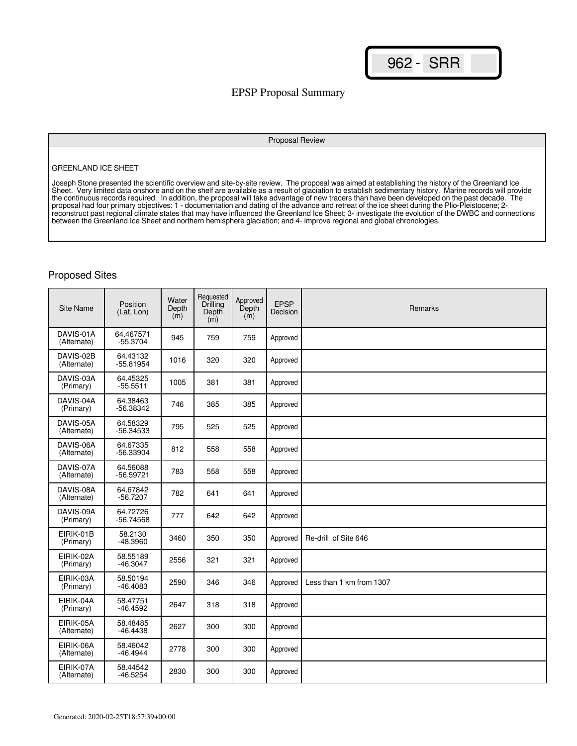962 - SRR

# EPSP Proposal Summary

## Proposal Review

GREENLAND ICE SHEET

Joseph Stone presented the scientific overview and site-by-site review. The proposal was aimed at establishing the history of the Greenland Ice Sheet. Very limited data onshore and on the shelf are available as a result of glaciation to establish sedimentary history. Marine records will provide the continuous records required. In addition, the proposal will take advantage of new tracers than have been developed on the past decade. The proposal had four primary objectives: 1 - documentation and dating of the advance and retreat of the ice sheet during the Plio-Pleistocene; 2- reconstruct past regional climate states that may have influenced the Greenland Ice Sheet; 3- investigate the evolution of the DWBC and connections between the Greenland Ice Sheet and northern hemisphere glaciation; and 4- improve regional and global chronologies.

## Proposed Sites

| Site Name | Position (Lat, Lon) | Water Depth (m) | Requested Drilling Depth (m) | Approved Depth (m) | EPSP Decision | Remarks |
|---|---|---|---|---|---|---|
| DAVIS-01A (Alternate) | 64.467571 -55.3704 | 945 | 759 | 759 | Approved | |
| DAVIS-02B (Alternate) | 64.43132 -55.81954 | 1016 | 320 | 320 | Approved | |
| DAVIS-03A (Primary) | 64.45325 -55.5511 | 1005 | 381 | 381 | Approved | |
| DAVIS-04A (Primary) | 64.38463 -56.38342 | 746 | 385 | 385 | Approved | |
| DAVIS-05A (Alternate) | 64.58329 -56.34533 | 795 | 525 | 525 | Approved | |
| DAVIS-06A (Alternate) | 64.67335 -56.33904 | 812 | 558 | 558 | Approved | |
| DAVIS-07A (Alternate) | 64.56088 -56.59721 | 783 | 558 | 558 | Approved | |
| DAVIS-08A (Alternate) | 64.67842 -56.7207 | 782 | 641 | 641 | Approved | |
| DAVIS-09A (Primary) | 64.72726 -56.74568 | 777 | 642 | 642 | Approved | |
| EIRIK-01B (Primary) | 58.2130 -48.3960 | 3460 | 350 | 350 | Approved | Re-drill of Site 646 |
| EIRIK-02A (Primary) | 58.55189 -46.3047 | 2556 | 321 | 321 | Approved | |
| EIRIK-03A (Primary) | 58.50194 -46.4083 | 2590 | 346 | 346 | Approved | Less than 1 km from 1307 |
| EIRIK-04A (Primary) | 58.47751 -46.4592 | 2647 | 318 | 318 | Approved | |
| EIRIK-05A (Alternate) | 58.48485 -46.4438 | 2627 | 300 | 300 | Approved | |
| EIRIK-06A (Alternate) | 58.46042 -46.4944 | 2778 | 300 | 300 | Approved | |
| EIRIK-07A (Alternate) | 58.44542 -46.5254 | 2830 | 300 | 300 | Approved | |

Generated: 2020-02-25T18:57:39+00:00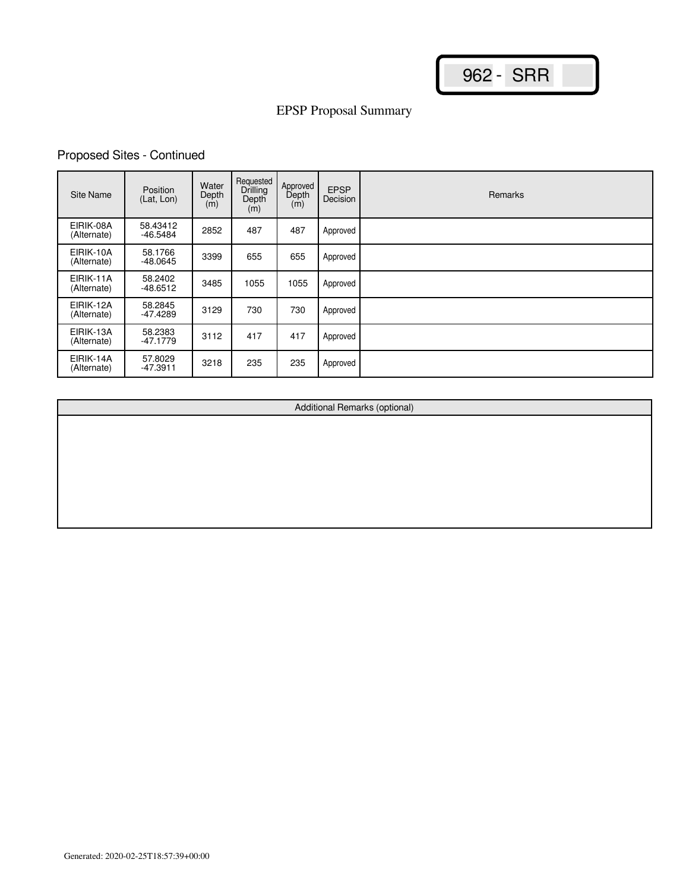962 - SRR

# EPSP Proposal Summary

## Proposed Sites - Continued

| Site Name | Position (Lat, Lon) | Water Depth (m) | Requested Drilling Depth (m) | Approved Depth (m) | EPSP Decision | Remarks |
|---|---|---|---|---|---|---|
| EIRIK-08A (Alternate) | 58.43412 -46.5484 | 2852 | 487 | 487 | Approved | |
| EIRIK-10A (Alternate) | 58.1766 -48.0645 | 3399 | 655 | 655 | Approved | |
| EIRIK-11A (Alternate) | 58.2402 -48.6512 | 3485 | 1055 | 1055 | Approved | |
| EIRIK-12A (Alternate) | 58.2845 -47.4289 | 3129 | 730 | 730 | Approved | |
| EIRIK-13A (Alternate) | 58.2383 -47.1779 | 3112 | 417 | 417 | Approved | |
| EIRIK-14A (Alternate) | 57.8029 -47.3911 | 3218 | 235 | 235 | Approved | |

| Additional Remarks (optional) |
|---|
| |

Generated: 2020-02-25T18:57:39+00:00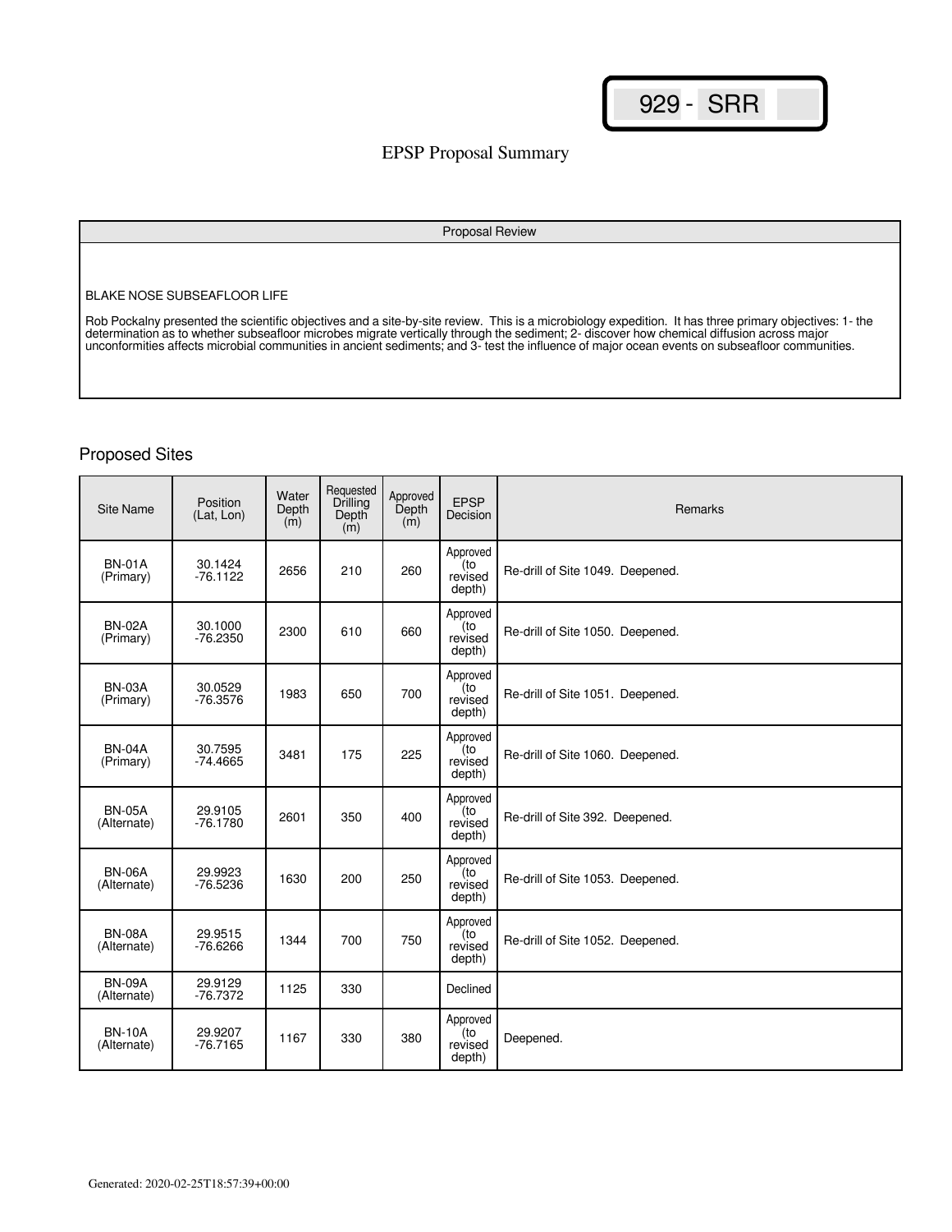929 - SRR

# EPSP Proposal Summary

| Proposal Review |
|---|
| BLAKE NOSE SUBSEAFLOOR LIFE<br><br>Rob Pockalny presented the scientific objectives and a site-by-site review. This is a microbiology expedition. It has three primary objectives: 1- the determination as to whether subseafloor microbes migrate vertically through the sediment; 2- discover how chemical diffusion across major unconformities affects microbial communities in ancient sediments; and 3- test the influence of major ocean events on subseafloor communities. |

## Proposed Sites

| Site Name | Position (Lat, Lon) | Water Depth (m) | Requested Drilling Depth (m) | Approved Depth (m) | EPSP Decision | Remarks |
|---|---|---|---|---|---|---|
| BN-01A (Primary) | 30.1424 -76.1122 | 2656 | 210 | 260 | Approved (to revised depth) | Re-drill of Site 1049. Deepened. |
| BN-02A (Primary) | 30.1000 -76.2350 | 2300 | 610 | 660 | Approved (to revised depth) | Re-drill of Site 1050. Deepened. |
| BN-03A (Primary) | 30.0529 -76.3576 | 1983 | 650 | 700 | Approved (to revised depth) | Re-drill of Site 1051. Deepened. |
| BN-04A (Primary) | 30.7595 -74.4665 | 3481 | 175 | 225 | Approved (to revised depth) | Re-drill of Site 1060. Deepened. |
| BN-05A (Alternate) | 29.9105 -76.1780 | 2601 | 350 | 400 | Approved (to revised depth) | Re-drill of Site 392. Deepened. |
| BN-06A (Alternate) | 29.9923 -76.5236 | 1630 | 200 | 250 | Approved (to revised depth) | Re-drill of Site 1053. Deepened. |
| BN-08A (Alternate) | 29.9515 -76.6266 | 1344 | 700 | 750 | Approved (to revised depth) | Re-drill of Site 1052. Deepened. |
| BN-09A (Alternate) | 29.9129 -76.7372 | 1125 | 330 | | Declined | |
| BN-10A (Alternate) | 29.9207 -76.7165 | 1167 | 330 | 380 | Approved (to revised depth) | Deepened. |

Generated: 2020-02-25T18:57:39+00:00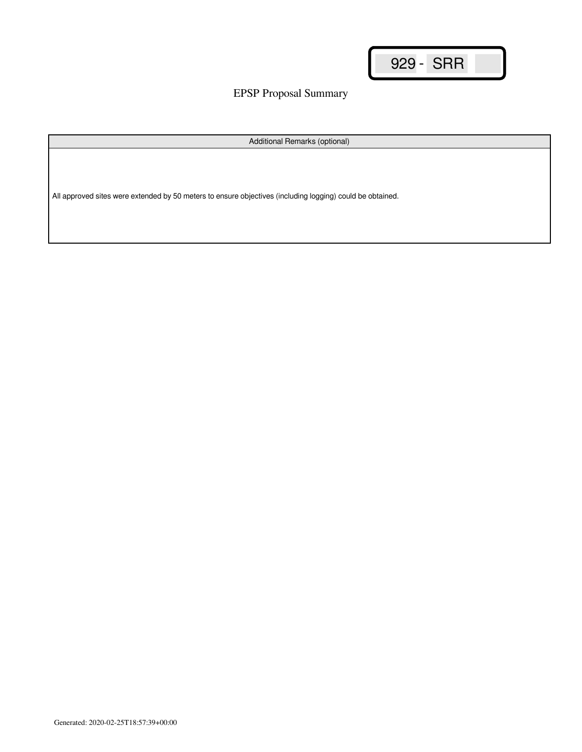929 - SRR

# EPSP Proposal Summary

| Additional Remarks (optional) |
| --- |
| All approved sites were extended by 50 meters to ensure objectives (including logging) could be obtained. |

Generated: 2020-02-25T18:57:39+00:00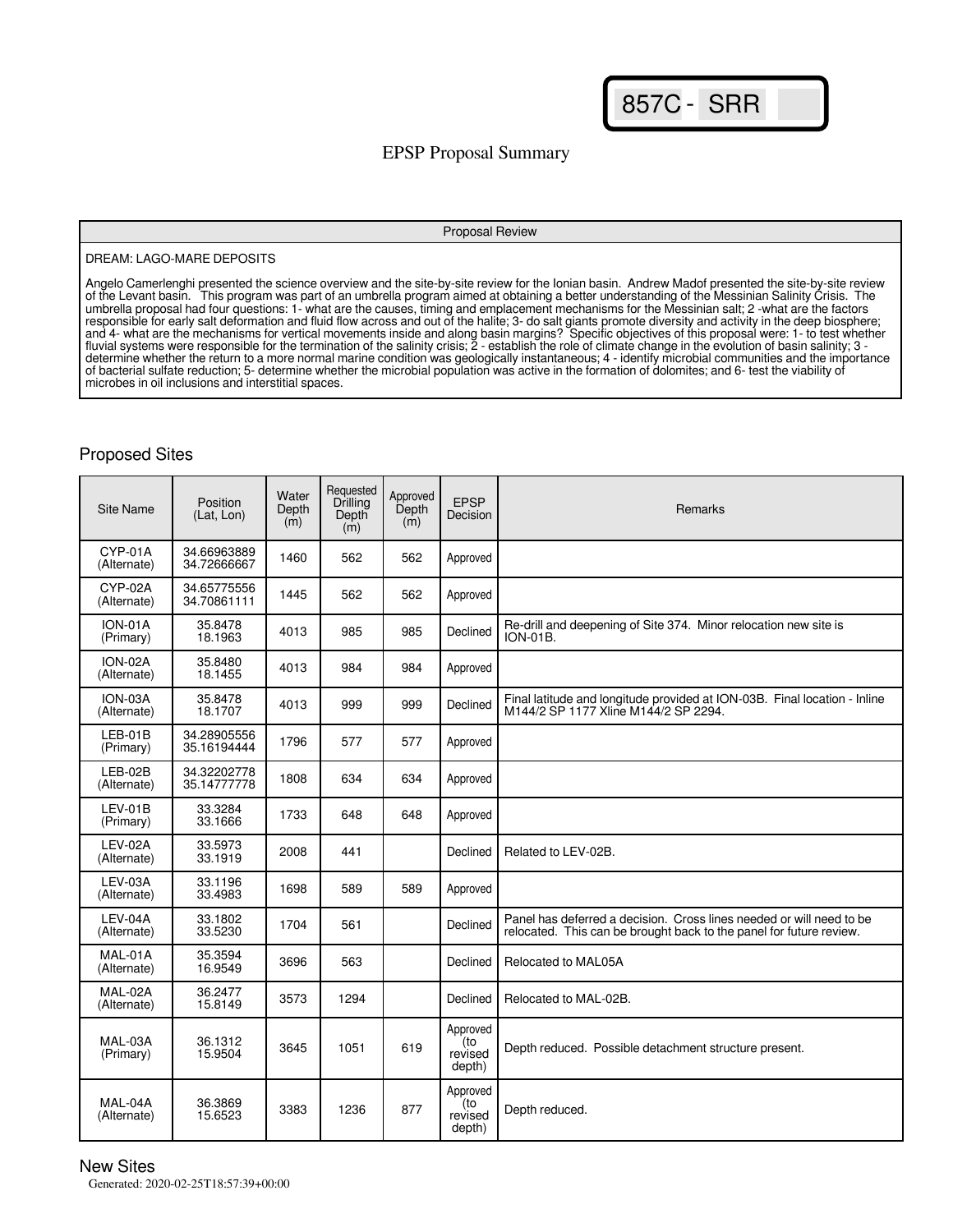857C - SRR

EPSP Proposal Summary

| Proposal Review |
|---|
| DREAM: LAGO-MARE DEPOSITS<br><br>Angelo Camerlenghi presented the science overview and the site-by-site review for the Ionian basin. Andrew Madof presented the site-by-site review of the Levant basin. This program was part of an umbrella program aimed at obtaining a better understanding of the Messinian Salinity Crisis. The umbrella proposal had four questions: 1- what are the causes, timing and emplacement mechanisms for the Messinian salt; 2 -what are the factors responsible for early salt deformation and fluid flow across and out of the halite; 3- do salt giants promote diversity and activity in the deep biosphere; and 4- what are the mechanisms for vertical movements inside and along basin margins? Specific objectives of this proposal were: 1- to test whether fluvial systems were responsible for the termination of the salinity crisis; 2 - establish the role of climate change in the evolution of basin salinity; 3 - determine whether the return to a more normal marine condition was geologically instantaneous; 4 - identify microbial communities and the importance of bacterial sulfate reduction; 5- determine whether the microbial population was active in the formation of dolomites; and 6- test the viability of microbes in oil inclusions and interstitial spaces. |

## Proposed Sites

| Site Name | Position (Lat, Lon) | Water Depth (m) | Requested Drilling Depth (m) | Approved Depth (m) | EPSP Decision | Remarks |
|---|---|---|---|---|---|---|
| CYP-01A (Alternate) | 34.66963889 34.72666667 | 1460 | 562 | 562 | Approved | |
| CYP-02A (Alternate) | 34.65775556 34.70861111 | 1445 | 562 | 562 | Approved | |
| ION-01A (Primary) | 35.8478 18.1963 | 4013 | 985 | 985 | Declined | Re-drill and deepening of Site 374. Minor relocation new site is ION-01B. |
| ION-02A (Alternate) | 35.8480 18.1455 | 4013 | 984 | 984 | Approved | |
| ION-03A (Alternate) | 35.8478 18.1707 | 4013 | 999 | 999 | Declined | Final latitude and longitude provided at ION-03B. Final location - Inline M144/2 SP 1177 Xline M144/2 SP 2294. |
| LEB-01B (Primary) | 34.28905556 35.16194444 | 1796 | 577 | 577 | Approved | |
| LEB-02B (Alternate) | 34.32202778 35.14777778 | 1808 | 634 | 634 | Approved | |
| LEV-01B (Primary) | 33.3284 33.1666 | 1733 | 648 | 648 | Approved | |
| LEV-02A (Alternate) | 33.5973 33.1919 | 2008 | 441 | | Declined | Related to LEV-02B. |
| LEV-03A (Alternate) | 33.1196 33.4983 | 1698 | 589 | 589 | Approved | |
| LEV-04A (Alternate) | 33.1802 33.5230 | 1704 | 561 | | Declined | Panel has deferred a decision. Cross lines needed or will need to be relocated. This can be brought back to the panel for future review. |
| MAL-01A (Alternate) | 35.3594 16.9549 | 3696 | 563 | | Declined | Relocated to MAL05A |
| MAL-02A (Alternate) | 36.2477 15.8149 | 3573 | 1294 | | Declined | Relocated to MAL-02B. |
| MAL-03A (Primary) | 36.1312 15.9504 | 3645 | 1051 | 619 | Approved (to revised depth) | Depth reduced. Possible detachment structure present. |
| MAL-04A (Alternate) | 36.3869 15.6523 | 3383 | 1236 | 877 | Approved (to revised depth) | Depth reduced. |

## New Sites

Generated: 2020-02-25T18:57:39+00:00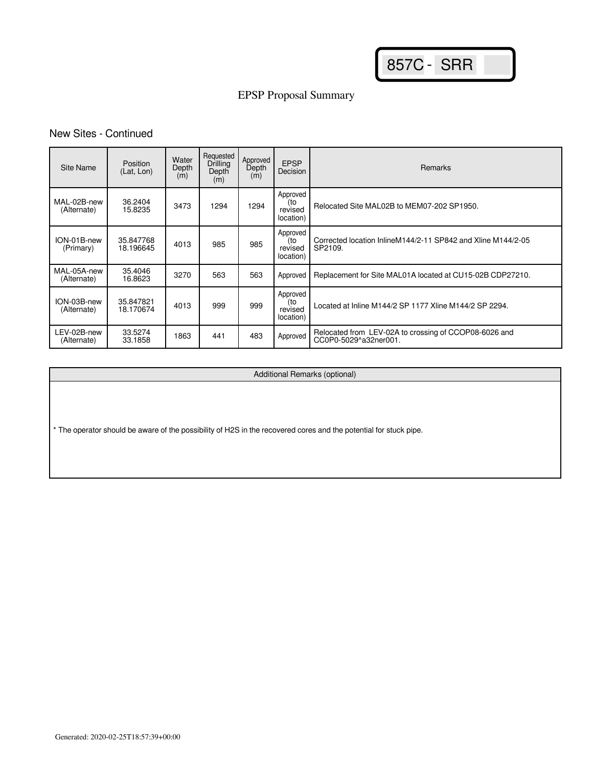857C - SRR

# EPSP Proposal Summary

## New Sites - Continued

| Site Name | Position (Lat, Lon) | Water Depth (m) | Requested Drilling Depth (m) | Approved Depth (m) | EPSP Decision | Remarks |
|---|---|---|---|---|---|---|
| MAL-02B-new (Alternate) | 36.2404 15.8235 | 3473 | 1294 | 1294 | Approved (to revised location) | Relocated Site MAL02B to MEM07-202 SP1950. |
| ION-01B-new (Primary) | 35.847768 18.196645 | 4013 | 985 | 985 | Approved (to revised location) | Corrected location InlineM144/2-11 SP842 and Xline M144/2-05 SP2109. |
| MAL-05A-new (Alternate) | 35.4046 16.8623 | 3270 | 563 | 563 | Approved | Replacement for Site MAL01A located at CU15-02B CDP27210. |
| ION-03B-new (Alternate) | 35.847821 18.170674 | 4013 | 999 | 999 | Approved (to revised location) | Located at Inline M144/2 SP 1177 Xline M144/2 SP 2294. |
| LEV-02B-new (Alternate) | 33.5274 33.1858 | 1863 | 441 | 483 | Approved | Relocated from LEV-02A to crossing of CCOP08-6026 and CC0P0-5029^a32ner001. |

| Additional Remarks (optional) |
|---|
| * The operator should be aware of the possibility of $H_2S$ in the recovered cores and the potential for stuck pipe. |

Generated: 2020-02-25T18:57:39+00:00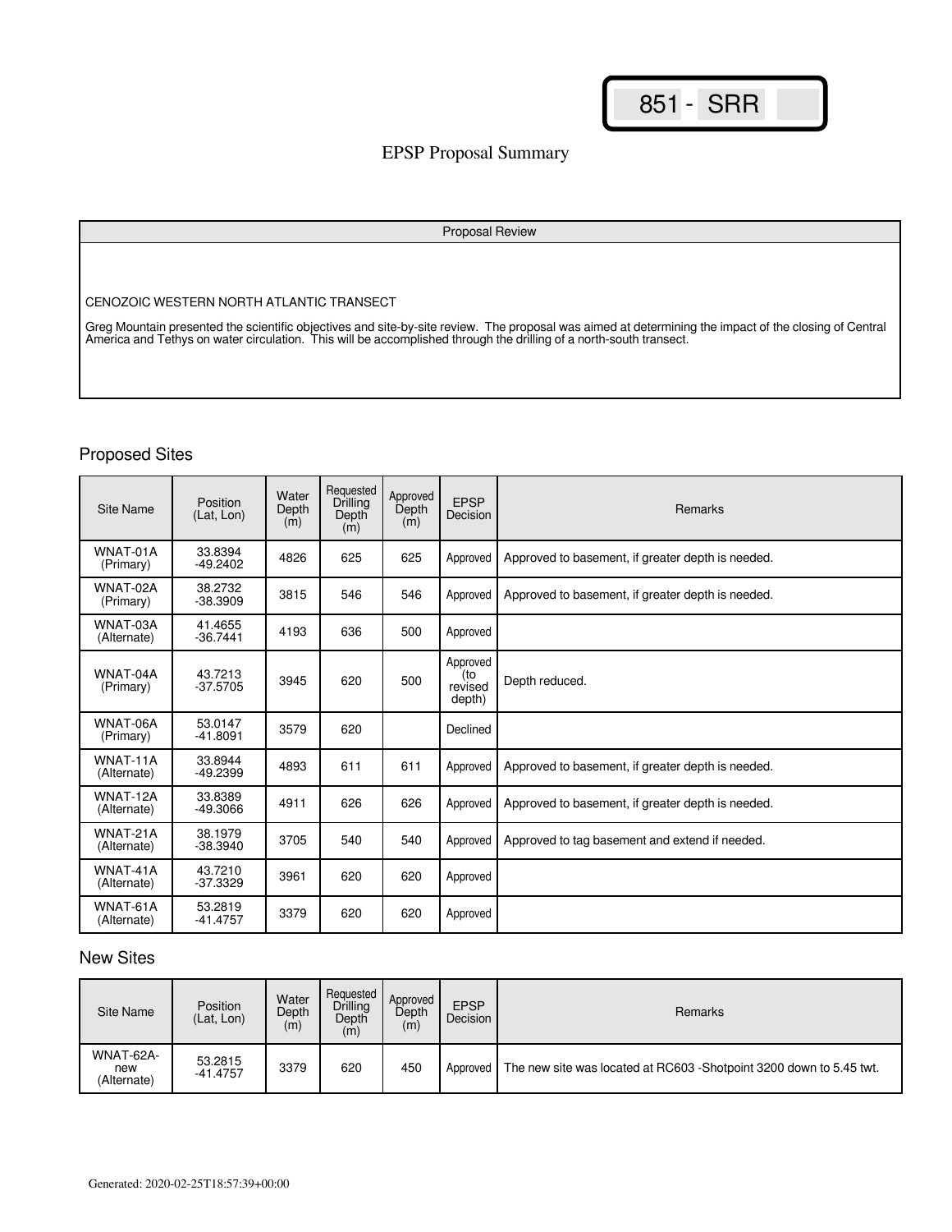851 - SRR

# EPSP Proposal Summary

| Proposal Review |
| --- |
| CENOZOIC WESTERN NORTH ATLANTIC TRANSECT<br><br>Greg Mountain presented the scientific objectives and site-by-site review. The proposal was aimed at determining the impact of the closing of Central America and Tethys on water circulation. This will be accomplished through the drilling of a north-south transect. |

## Proposed Sites

| Site Name | Position (Lat, Lon) | Water Depth (m) | Requested Drilling Depth (m) | Approved Depth (m) | EPSP Decision | Remarks |
| --- | --- | --- | --- | --- | --- | --- |
| WNAT-01A (Primary) | 33.8394 -49.2402 | 4826 | 625 | 625 | Approved | Approved to basement, if greater depth is needed. |
| WNAT-02A (Primary) | 38.2732 -38.3909 | 3815 | 546 | 546 | Approved | Approved to basement, if greater depth is needed. |
| WNAT-03A (Alternate) | 41.4655 -36.7441 | 4193 | 636 | 500 | Approved | |
| WNAT-04A (Primary) | 43.7213 -37.5705 | 3945 | 620 | 500 | Approved (to revised depth) | Depth reduced. |
| WNAT-06A (Primary) | 53.0147 -41.8091 | 3579 | 620 | | Declined | |
| WNAT-11A (Alternate) | 33.8944 -49.2399 | 4893 | 611 | 611 | Approved | Approved to basement, if greater depth is needed. |
| WNAT-12A (Alternate) | 33.8389 -49.3066 | 4911 | 626 | 626 | Approved | Approved to basement, if greater depth is needed. |
| WNAT-21A (Alternate) | 38.1979 -38.3940 | 3705 | 540 | 540 | Approved | Approved to tag basement and extend if needed. |
| WNAT-41A (Alternate) | 43.7210 -37.3329 | 3961 | 620 | 620 | Approved | |
| WNAT-61A (Alternate) | 53.2819 -41.4757 | 3379 | 620 | 620 | Approved | |

## New Sites

| Site Name | Position (Lat, Lon) | Water Depth (m) | Requested Drilling Depth (m) | Approved Depth (m) | EPSP Decision | Remarks |
| --- | --- | --- | --- | --- | --- | --- |
| WNAT-62A-new (Alternate) | 53.2815 -41.4757 | 3379 | 620 | 450 | Approved | The new site was located at RC603 -Shotpoint 3200 down to 5.45 twt. |

Generated: 2020-02-25T18:57:39+00:00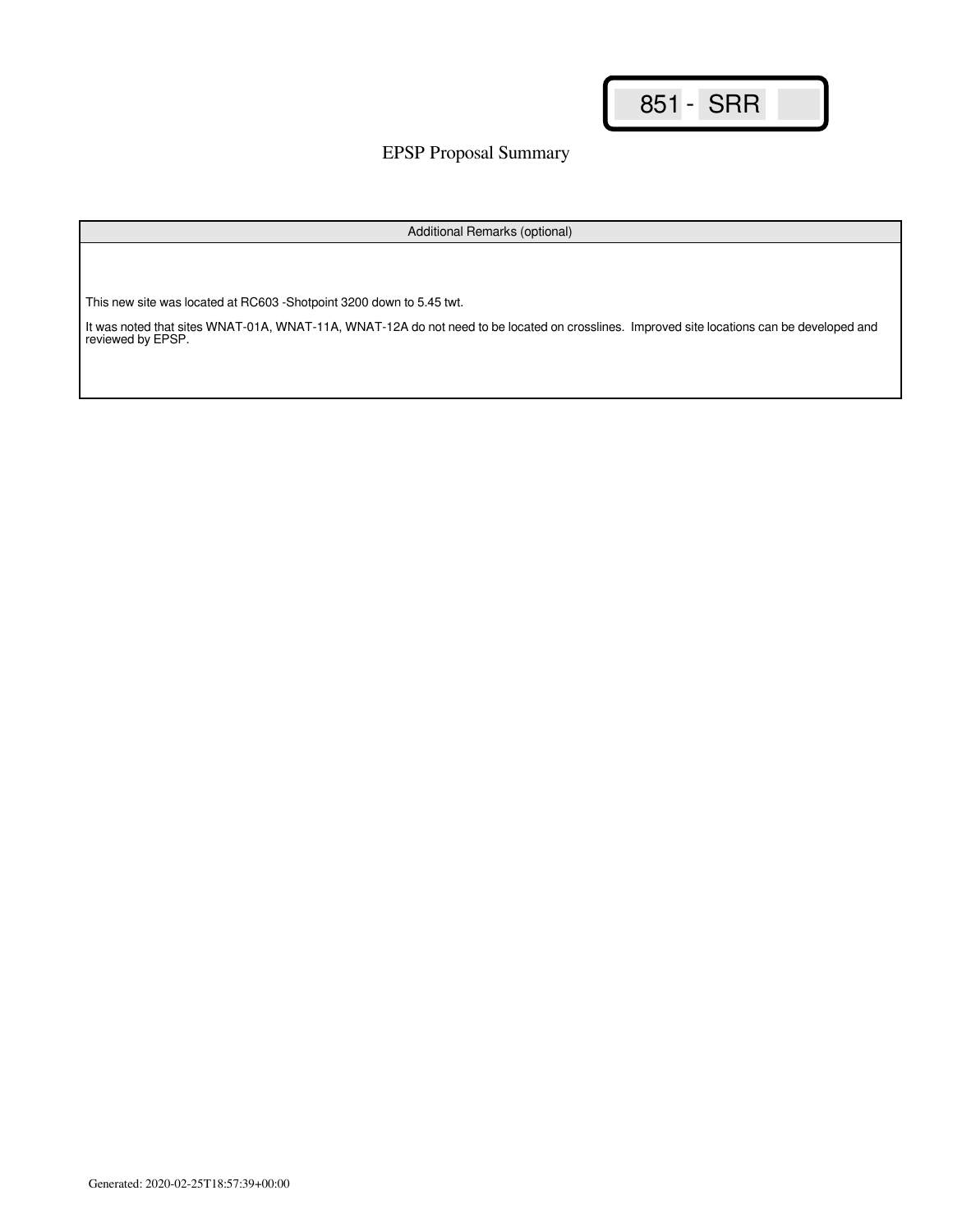851 - SRR

# EPSP Proposal Summary

| Additional Remarks (optional) |
| --- |
| This new site was located at RC603 -Shotpoint 3200 down to 5.45 twt.<br><br>It was noted that sites WNAT-01A, WNAT-11A, WNAT-12A do not need to be located on crosslines. Improved site locations can be developed and reviewed by EPSP. |

Generated: 2020-02-25T18:57:39+00:00